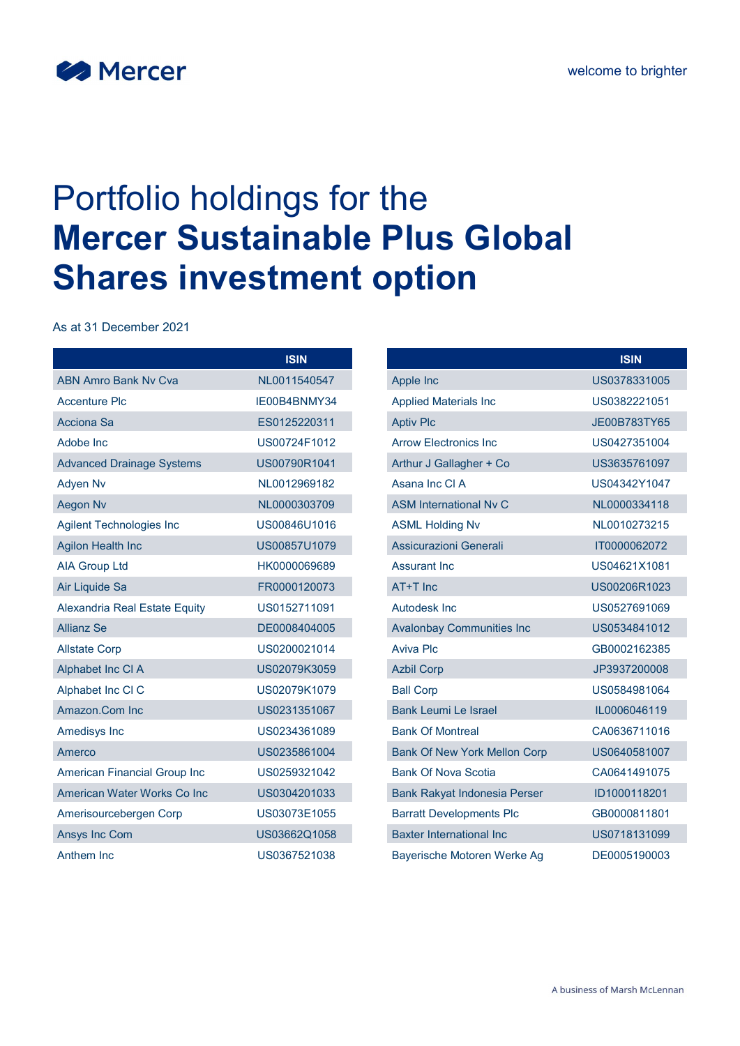# Portfolio holdings for the **Mercer Sustainable Plus Global Shares investment option**

As at 31 December 2021

| | ISIN |
|---|---|
| ABN Amro Bank Nv Cva | NL0011540547 |
| Accenture Plc | IE00B4BNMY34 |
| Acciona Sa | ES0125220311 |
| Adobe Inc | US00724F1012 |
| Advanced Drainage Systems | US00790R1041 |
| Adyen Nv | NL0012969182 |
| Aegon Nv | NL0000303709 |
| Agilent Technologies Inc | US00846U1016 |
| Agilon Health Inc | US00857U1079 |
| AIA Group Ltd | HK0000069689 |
| Air Liquide Sa | FR0000120073 |
| Alexandria Real Estate Equity | US0152711091 |
| Allianz Se | DE0008404005 |
| Allstate Corp | US0200021014 |
| Alphabet Inc Cl A | US02079K3059 |
| Alphabet Inc Cl C | US02079K1079 |
| Amazon.Com Inc | US0231351067 |
| Amedisys Inc | US0234361089 |
| Amerco | US0235861004 |
| American Financial Group Inc | US0259321042 |
| American Water Works Co Inc | US0304201033 |
| Amerisourcebergen Corp | US03073E1055 |
| Ansys Inc Com | US03662Q1058 |
| Anthem Inc | US0367521038 |
| Apple Inc | US0378331005 |
| Applied Materials Inc | US0382221051 |
| Aptiv Plc | JE00B783TY65 |
| Arrow Electronics Inc | US0427351004 |
| Arthur J Gallagher + Co | US3635761097 |
| Asana Inc Cl A | US04342Y1047 |
| ASM International Nv C | NL0000334118 |
| ASML Holding Nv | NL0010273215 |
| Assicurazioni Generali | IT0000062072 |
| Assurant Inc | US04621X1081 |
| AT+T Inc | US00206R1023 |
| Autodesk Inc | US0527691069 |
| Avalonbay Communities Inc | US0534841012 |
| Aviva Plc | GB0002162385 |
| Azbil Corp | JP3937200008 |
| Ball Corp | US0584981064 |
| Bank Leumi Le Israel | IL0006046119 |
| Bank Of Montreal | CA0636711016 |
| Bank Of New York Mellon Corp | US0640581007 |
| Bank Of Nova Scotia | CA0641491075 |
| Bank Rakyat Indonesia Perser | ID1000118201 |
| Barratt Developments Plc | GB0000811801 |
| Baxter International Inc | US0718131099 |
| Bayerische Motoren Werke Ag | DE0005190003 |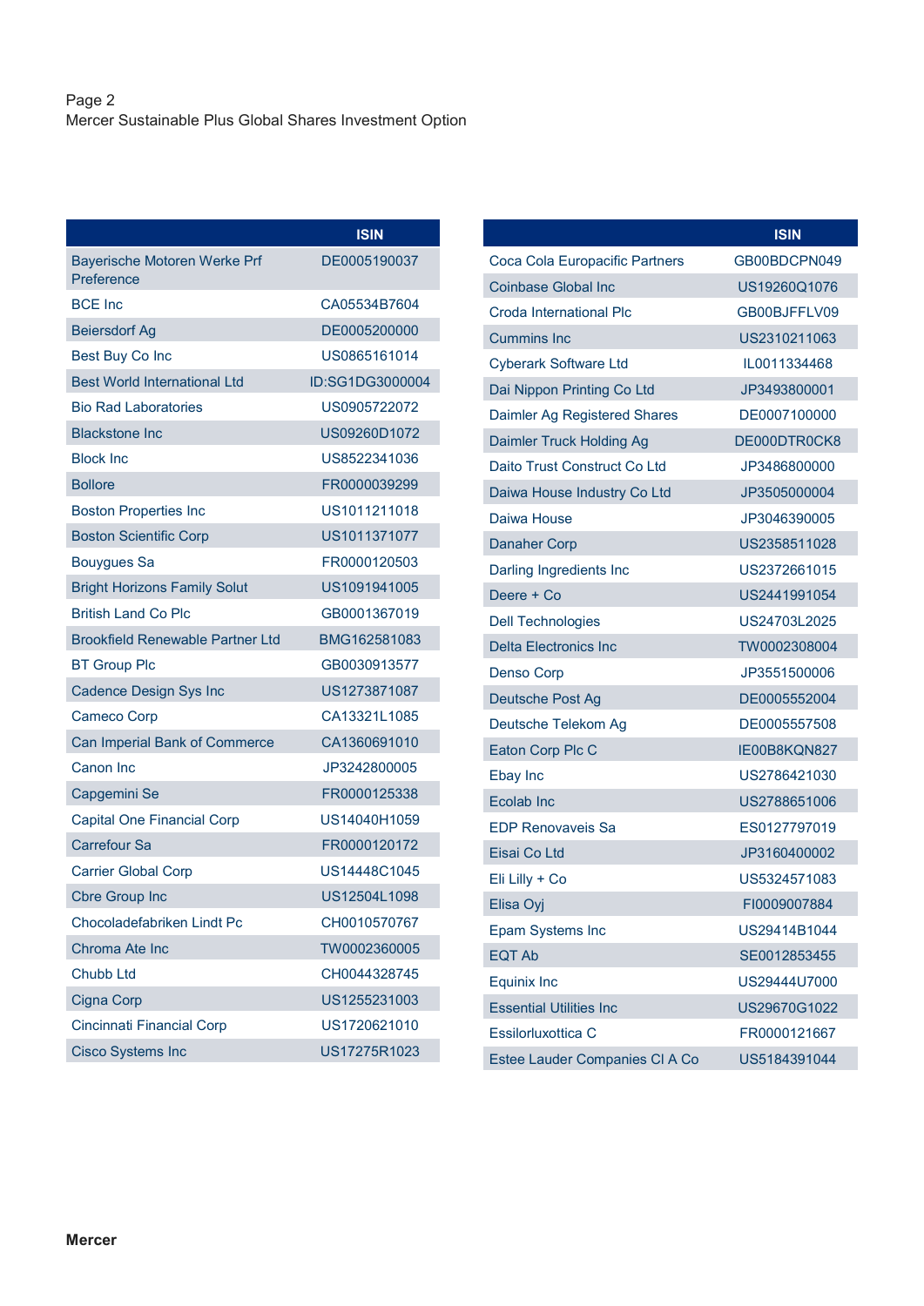Mercer Sustainable Plus Global Shares Investment Option

| | ISIN |
|---|---|
| Bayerische Motoren Werke Prf Preference | DE0005190037 |
| BCE Inc | CA05534B7604 |
| Beiersdorf Ag | DE0005200000 |
| Best Buy Co Inc | US0865161014 |
| Best World International Ltd | ID:SG1DG3000004 |
| Bio Rad Laboratories | US0905722072 |
| Blackstone Inc | US09260D1072 |
| Block Inc | US8522341036 |
| Bollore | FR0000039299 |
| Boston Properties Inc | US1011211018 |
| Boston Scientific Corp | US1011371077 |
| Bouygues Sa | FR0000120503 |
| Bright Horizons Family Solut | US1091941005 |
| British Land Co Plc | GB0001367019 |
| Brookfield Renewable Partner Ltd | BMG162581083 |
| BT Group Plc | GB0030913577 |
| Cadence Design Sys Inc | US1273871087 |
| Cameco Corp | CA13321L1085 |
| Can Imperial Bank of Commerce | CA1360691010 |
| Canon Inc | JP3242800005 |
| Capgemini Se | FR0000125338 |
| Capital One Financial Corp | US14040H1059 |
| Carrefour Sa | FR0000120172 |
| Carrier Global Corp | US14448C1045 |
| Cbre Group Inc | US12504L1098 |
| Chocoladefabriken Lindt Pc | CH0010570767 |
| Chroma Ate Inc | TW0002360005 |
| Chubb Ltd | CH0044328745 |
| Cigna Corp | US1255231003 |
| Cincinnati Financial Corp | US1720621010 |
| Cisco Systems Inc | US17275R1023 |

| | ISIN |
|---|---|
| Coca Cola Europacific Partners | GB00BDCPN049 |
| Coinbase Global Inc | US19260Q1076 |
| Croda International Plc | GB00BJFFLV09 |
| Cummins Inc | US2310211063 |
| Cyberark Software Ltd | IL0011334468 |
| Dai Nippon Printing Co Ltd | JP3493800001 |
| Daimler Ag Registered Shares | DE0007100000 |
| Daimler Truck Holding Ag | DE000DTR0CK8 |
| Daito Trust Construct Co Ltd | JP3486800000 |
| Daiwa House Industry Co Ltd | JP3505000004 |
| Daiwa House | JP3046390005 |
| Danaher Corp | US2358511028 |
| Darling Ingredients Inc | US2372661015 |
| Deere + Co | US2441991054 |
| Dell Technologies | US24703L2025 |
| Delta Electronics Inc | TW0002308004 |
| Denso Corp | JP3551500006 |
| Deutsche Post Ag | DE0005552004 |
| Deutsche Telekom Ag | DE0005557508 |
| Eaton Corp Plc C | IE00B8KQN827 |
| Ebay Inc | US2786421030 |
| Ecolab Inc | US2788651006 |
| EDP Renovaveis Sa | ES0127797019 |
| Eisai Co Ltd | JP3160400002 |
| Eli Lilly + Co | US5324571083 |
| Elisa Oyj | FI0009007884 |
| Epam Systems Inc | US29414B1044 |
| EQT Ab | SE0012853455 |
| Equinix Inc | US29444U7000 |
| Essential Utilities Inc | US29670G1022 |
| Essilorluxottica C | FR0000121667 |
| Estee Lauder Companies Cl A Co | US5184391044 |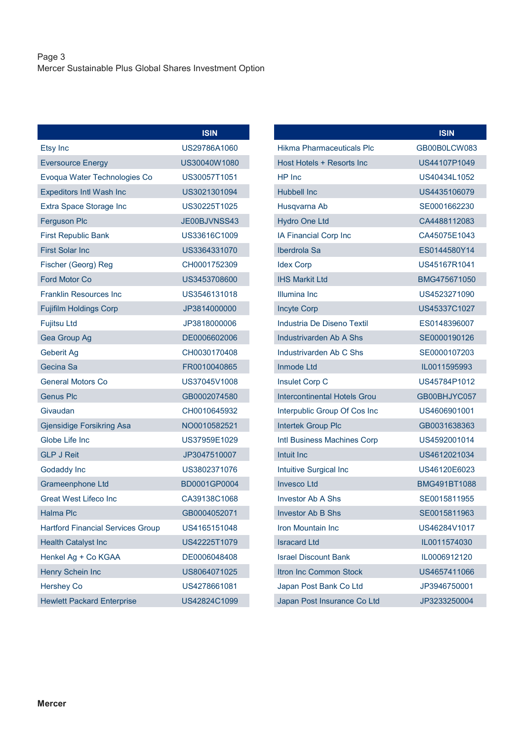| | ISIN |
|---|---|
| Etsy Inc | US29786A1060 |
| Eversource Energy | US30040W1080 |
| Evoqua Water Technologies Co | US30057T1051 |
| Expeditors Intl Wash Inc | US3021301094 |
| Extra Space Storage Inc | US30225T1025 |
| Ferguson Plc | JE00BJVNSS43 |
| First Republic Bank | US33616C1009 |
| First Solar Inc | US3364331070 |
| Fischer (Georg) Reg | CH0001752309 |
| Ford Motor Co | US3453708600 |
| Franklin Resources Inc | US3546131018 |
| Fujifilm Holdings Corp | JP3814000000 |
| Fujitsu Ltd | JP3818000006 |
| Gea Group Ag | DE0006602006 |
| Geberit Ag | CH0030170408 |
| Gecina Sa | FR0010040865 |
| General Motors Co | US37045V1008 |
| Genus Plc | GB0002074580 |
| Givaudan | CH0010645932 |
| Gjensidige Forsikring Asa | NO0010582521 |
| Globe Life Inc | US37959E1029 |
| GLP J Reit | JP3047510007 |
| Godaddy Inc | US3802371076 |
| Grameenphone Ltd | BD0001GP0004 |
| Great West Lifeco Inc | CA39138C1068 |
| Halma Plc | GB0004052071 |
| Hartford Financial Services Group | US4165151048 |
| Health Catalyst Inc | US42225T1079 |
| Henkel Ag + Co KGAA | DE0006048408 |
| Henry Schein Inc | US8064071025 |
| Hershey Co | US4278661081 |
| Hewlett Packard Enterprise | US42824C1099 |
| Hikma Pharmaceuticals Plc | GB00B0LCW083 |
| Host Hotels + Resorts Inc | US44107P1049 |
| HP Inc | US40434L1052 |
| Hubbell Inc | US4435106079 |
| Husqvarna Ab | SE0001662230 |
| Hydro One Ltd | CA4488112083 |
| IA Financial Corp Inc | CA45075E1043 |
| Iberdrola Sa | ES0144580Y14 |
| Idex Corp | US45167R1041 |
| IHS Markit Ltd | BMG475671050 |
| Illumina Inc | US4523271090 |
| Incyte Corp | US45337C1027 |
| Industria De Diseno Textil | ES0148396007 |
| Industrivarden Ab A Shs | SE0000190126 |
| Industrivarden Ab C Shs | SE0000107203 |
| Inmode Ltd | IL0011595993 |
| Insulet Corp C | US45784P1012 |
| Intercontinental Hotels Grou | GB00BHJYC057 |
| Interpublic Group Of Cos Inc | US4606901001 |
| Intertek Group Plc | GB0031638363 |
| Intl Business Machines Corp | US4592001014 |
| Intuit Inc | US4612021034 |
| Intuitive Surgical Inc | US46120E6023 |
| Invesco Ltd | BMG491BT1088 |
| Investor Ab A Shs | SE0015811955 |
| Investor Ab B Shs | SE0015811963 |
| Iron Mountain Inc | US46284V1017 |
| Isracard Ltd | IL0011574030 |
| Israel Discount Bank | IL0006912120 |
| Itron Inc Common Stock | US4657411066 |
| Japan Post Bank Co Ltd | JP3946750001 |
| Japan Post Insurance Co Ltd | JP3233250004 |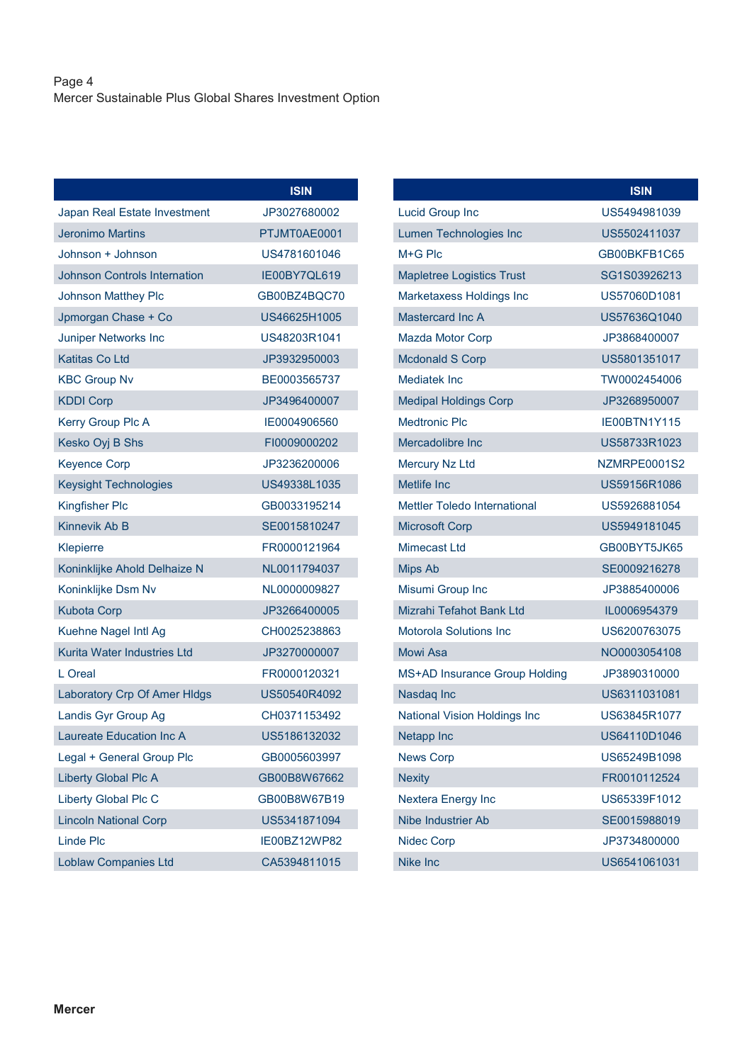|  | ISIN |
|---|---|
| Japan Real Estate Investment | JP3027680002 |
| Jeronimo Martins | PTJMT0AE0001 |
| Johnson + Johnson | US4781601046 |
| Johnson Controls Internation | IE00BY7QL619 |
| Johnson Matthey Plc | GB00BZ4BQC70 |
| Jpmorgan Chase + Co | US46625H1005 |
| Juniper Networks Inc | US48203R1041 |
| Katitas Co Ltd | JP3932950003 |
| KBC Group Nv | BE0003565737 |
| KDDI Corp | JP3496400007 |
| Kerry Group Plc A | IE0004906560 |
| Kesko Oyj B Shs | FI0009000202 |
| Keyence Corp | JP3236200006 |
| Keysight Technologies | US49338L1035 |
| Kingfisher Plc | GB0033195214 |
| Kinnevik Ab B | SE0015810247 |
| Klepierre | FR0000121964 |
| Koninklijke Ahold Delhaize N | NL0011794037 |
| Koninklijke Dsm Nv | NL0000009827 |
| Kubota Corp | JP3266400005 |
| Kuehne Nagel Intl Ag | CH0025238863 |
| Kurita Water Industries Ltd | JP3270000007 |
| L Oreal | FR0000120321 |
| Laboratory Crp Of Amer Hldgs | US50540R4092 |
| Landis Gyr Group Ag | CH0371153492 |
| Laureate Education Inc A | US5186132032 |
| Legal + General Group Plc | GB0005603997 |
| Liberty Global Plc A | GB00B8W67662 |
| Liberty Global Plc C | GB00B8W67B19 |
| Lincoln National Corp | US5341871094 |
| Linde Plc | IE00BZ12WP82 |
| Loblaw Companies Ltd | CA5394811015 |

|  | ISIN |
|---|---|
| Lucid Group Inc | US5494981039 |
| Lumen Technologies Inc | US5502411037 |
| M+G Plc | GB00BKFB1C65 |
| Mapletree Logistics Trust | SG1S03926213 |
| Marketaxess Holdings Inc | US57060D1081 |
| Mastercard Inc A | US57636Q1040 |
| Mazda Motor Corp | JP3868400007 |
| Mcdonald S Corp | US5801351017 |
| Mediatek Inc | TW0002454006 |
| Medipal Holdings Corp | JP3268950007 |
| Medtronic Plc | IE00BTN1Y115 |
| Mercadolibre Inc | US58733R1023 |
| Mercury Nz Ltd | NZMRPE0001S2 |
| Metlife Inc | US59156R1086 |
| Mettler Toledo International | US5926881054 |
| Microsoft Corp | US5949181045 |
| Mimecast Ltd | GB00BYT5JK65 |
| Mips Ab | SE0009216278 |
| Misumi Group Inc | JP3885400006 |
| Mizrahi Tefahot Bank Ltd | IL0006954379 |
| Motorola Solutions Inc | US6200763075 |
| Mowi Asa | NO0003054108 |
| MS+AD Insurance Group Holding | JP3890310000 |
| Nasdaq Inc | US6311031081 |
| National Vision Holdings Inc | US63845R1077 |
| Netapp Inc | US64110D1046 |
| News Corp | US65249B1098 |
| Nexity | FR0010112524 |
| Nextera Energy Inc | US65339F1012 |
| Nibe Industrier Ab | SE0015988019 |
| Nidec Corp | JP3734800000 |
| Nike Inc | US6541061031 |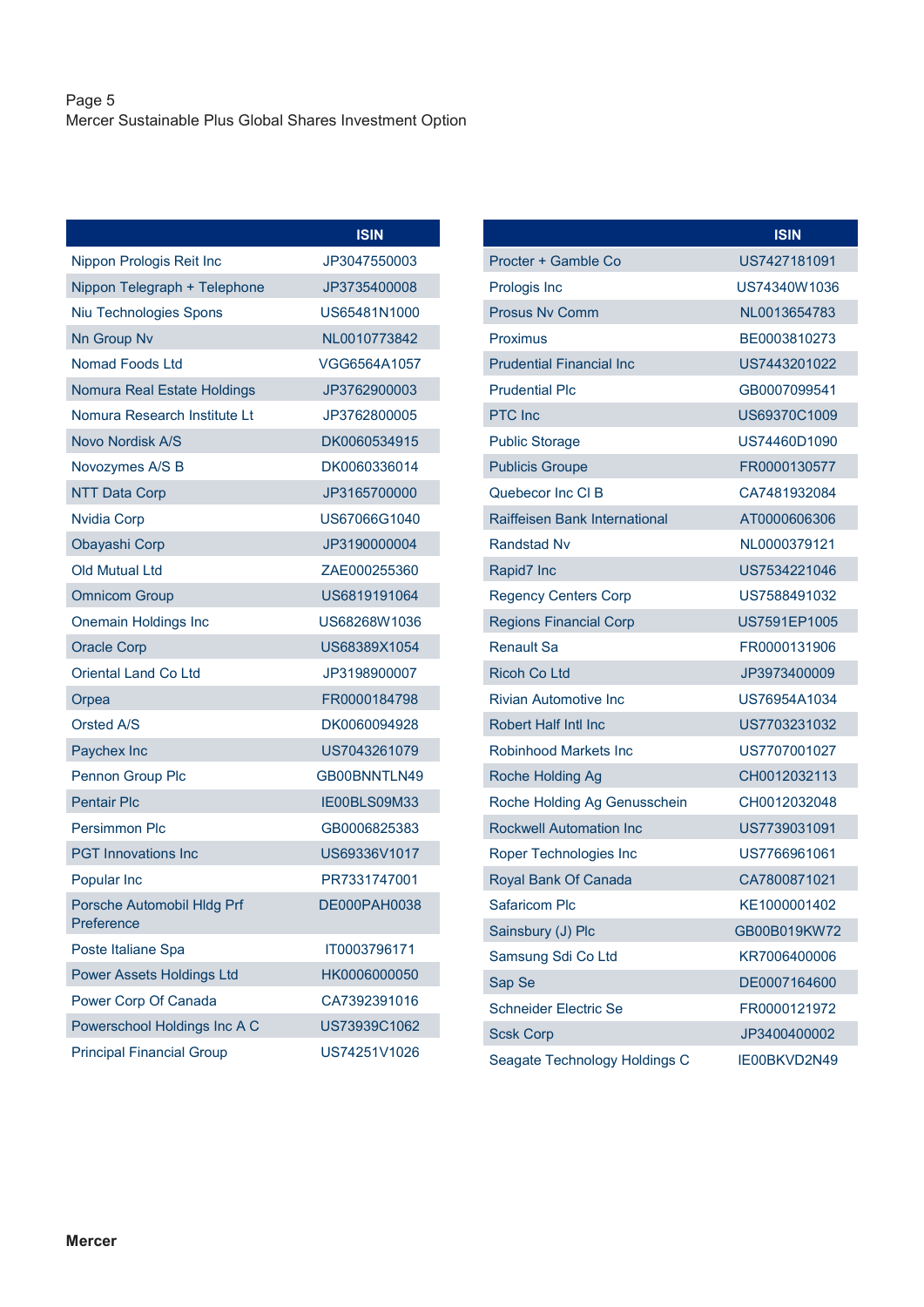| | ISIN |
|---|---|
| Nippon Prologis Reit Inc | JP3047550003 |
| Nippon Telegraph + Telephone | JP3735400008 |
| Niu Technologies Spons | US65481N1000 |
| Nn Group Nv | NL0010773842 |
| Nomad Foods Ltd | VGG6564A1057 |
| Nomura Real Estate Holdings | JP3762900003 |
| Nomura Research Institute Lt | JP3762800005 |
| Novo Nordisk A/S | DK0060534915 |
| Novozymes A/S B | DK0060336014 |
| NTT Data Corp | JP3165700000 |
| Nvidia Corp | US67066G1040 |
| Obayashi Corp | JP3190000004 |
| Old Mutual Ltd | ZAE000255360 |
| Omnicom Group | US6819191064 |
| Onemain Holdings Inc | US68268W1036 |
| Oracle Corp | US68389X1054 |
| Oriental Land Co Ltd | JP3198900007 |
| Orpea | FR0000184798 |
| Orsted A/S | DK0060094928 |
| Paychex Inc | US7043261079 |
| Pennon Group Plc | GB00BNNTLN49 |
| Pentair Plc | IE00BLS09M33 |
| Persimmon Plc | GB0006825383 |
| PGT Innovations Inc | US69336V1017 |
| Popular Inc | PR7331747001 |
| Porsche Automobil Hldg Prf Preference | DE000PAH0038 |
| Poste Italiane Spa | IT0003796171 |
| Power Assets Holdings Ltd | HK0006000050 |
| Power Corp Of Canada | CA7392391016 |
| Powerschool Holdings Inc A C | US73939C1062 |
| Principal Financial Group | US74251V1026 |

| | ISIN |
|---|---|
| Procter + Gamble Co | US7427181091 |
| Prologis Inc | US74340W1036 |
| Prosus Nv Comm | NL0013654783 |
| Proximus | BE0003810273 |
| Prudential Financial Inc | US7443201022 |
| Prudential Plc | GB0007099541 |
| PTC Inc | US69370C1009 |
| Public Storage | US74460D1090 |
| Publicis Groupe | FR0000130577 |
| Quebecor Inc Cl B | CA7481932084 |
| Raiffeisen Bank International | AT0000606306 |
| Randstad Nv | NL0000379121 |
| Rapid7 Inc | US7534221046 |
| Regency Centers Corp | US7588491032 |
| Regions Financial Corp | US7591EP1005 |
| Renault Sa | FR0000131906 |
| Ricoh Co Ltd | JP3973400009 |
| Rivian Automotive Inc | US76954A1034 |
| Robert Half Intl Inc | US7703231032 |
| Robinhood Markets Inc | US7707001027 |
| Roche Holding Ag | CH0012032113 |
| Roche Holding Ag Genusschein | CH0012032048 |
| Rockwell Automation Inc | US7739031091 |
| Roper Technologies Inc | US7766961061 |
| Royal Bank Of Canada | CA7800871021 |
| Safaricom Plc | KE1000001402 |
| Sainsbury (J) Plc | GB00B019KW72 |
| Samsung Sdi Co Ltd | KR7006400006 |
| Sap Se | DE0007164600 |
| Schneider Electric Se | FR0000121972 |
| Scsk Corp | JP3400400002 |
| Seagate Technology Holdings C | IE00BKVD2N49 |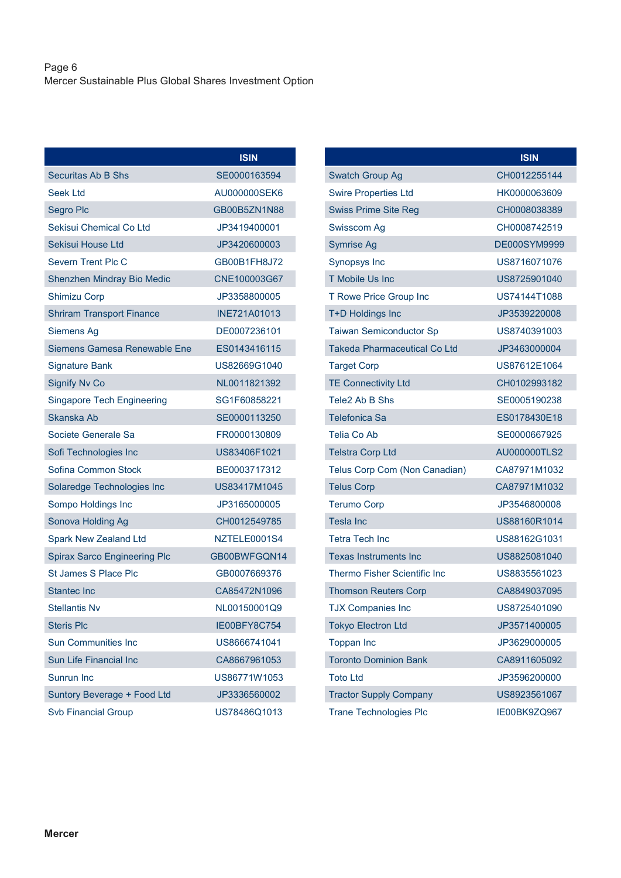| | ISIN |
|---|---|
| Securitas Ab B Shs | SE0000163594 |
| Seek Ltd | AU000000SEK6 |
| Segro Plc | GB00B5ZN1N88 |
| Sekisui Chemical Co Ltd | JP3419400001 |
| Sekisui House Ltd | JP3420600003 |
| Severn Trent Plc C | GB00B1FH8J72 |
| Shenzhen Mindray Bio Medic | CNE100003G67 |
| Shimizu Corp | JP3358800005 |
| Shriram Transport Finance | INE721A01013 |
| Siemens Ag | DE0007236101 |
| Siemens Gamesa Renewable Ene | ES0143416115 |
| Signature Bank | US82669G1040 |
| Signify Nv Co | NL0011821392 |
| Singapore Tech Engineering | SG1F60858221 |
| Skanska Ab | SE0000113250 |
| Societe Generale Sa | FR0000130809 |
| Sofi Technologies Inc | US83406F1021 |
| Sofina Common Stock | BE0003717312 |
| Solaredge Technologies Inc | US83417M1045 |
| Sompo Holdings Inc | JP3165000005 |
| Sonova Holding Ag | CH0012549785 |
| Spark New Zealand Ltd | NZTELE0001S4 |
| Spirax Sarco Engineering Plc | GB00BWFGQN14 |
| St James S Place Plc | GB0007669376 |
| Stantec Inc | CA85472N1096 |
| Stellantis Nv | NL00150001Q9 |
| Steris Plc | IE00BFY8C754 |
| Sun Communities Inc | US8666741041 |
| Sun Life Financial Inc | CA8667961053 |
| Sunrun Inc | US86771W1053 |
| Suntory Beverage + Food Ltd | JP3336560002 |
| Svb Financial Group | US78486Q1013 |

| | ISIN |
|---|---|
| Swatch Group Ag | CH0012255144 |
| Swire Properties Ltd | HK0000063609 |
| Swiss Prime Site Reg | CH0008038389 |
| Swisscom Ag | CH0008742519 |
| Symrise Ag | DE000SYM9999 |
| Synopsys Inc | US8716071076 |
| T Mobile Us Inc | US8725901040 |
| T Rowe Price Group Inc | US74144T1088 |
| T+D Holdings Inc | JP3539220008 |
| Taiwan Semiconductor Sp | US8740391003 |
| Takeda Pharmaceutical Co Ltd | JP3463000004 |
| Target Corp | US87612E1064 |
| TE Connectivity Ltd | CH0102993182 |
| Tele2 Ab B Shs | SE0005190238 |
| Telefonica Sa | ES0178430E18 |
| Telia Co Ab | SE0000667925 |
| Telstra Corp Ltd | AU000000TLS2 |
| Telus Corp Com (Non Canadian) | CA87971M1032 |
| Telus Corp | CA87971M1032 |
| Terumo Corp | JP3546800008 |
| Tesla Inc | US88160R1014 |
| Tetra Tech Inc | US88162G1031 |
| Texas Instruments Inc | US8825081040 |
| Thermo Fisher Scientific Inc | US8835561023 |
| Thomson Reuters Corp | CA8849037095 |
| TJX Companies Inc | US8725401090 |
| Tokyo Electron Ltd | JP3571400005 |
| Toppan Inc | JP3629000005 |
| Toronto Dominion Bank | CA8911605092 |
| Toto Ltd | JP3596200000 |
| Tractor Supply Company | US8923561067 |
| Trane Technologies Plc | IE00BK9ZQ967 |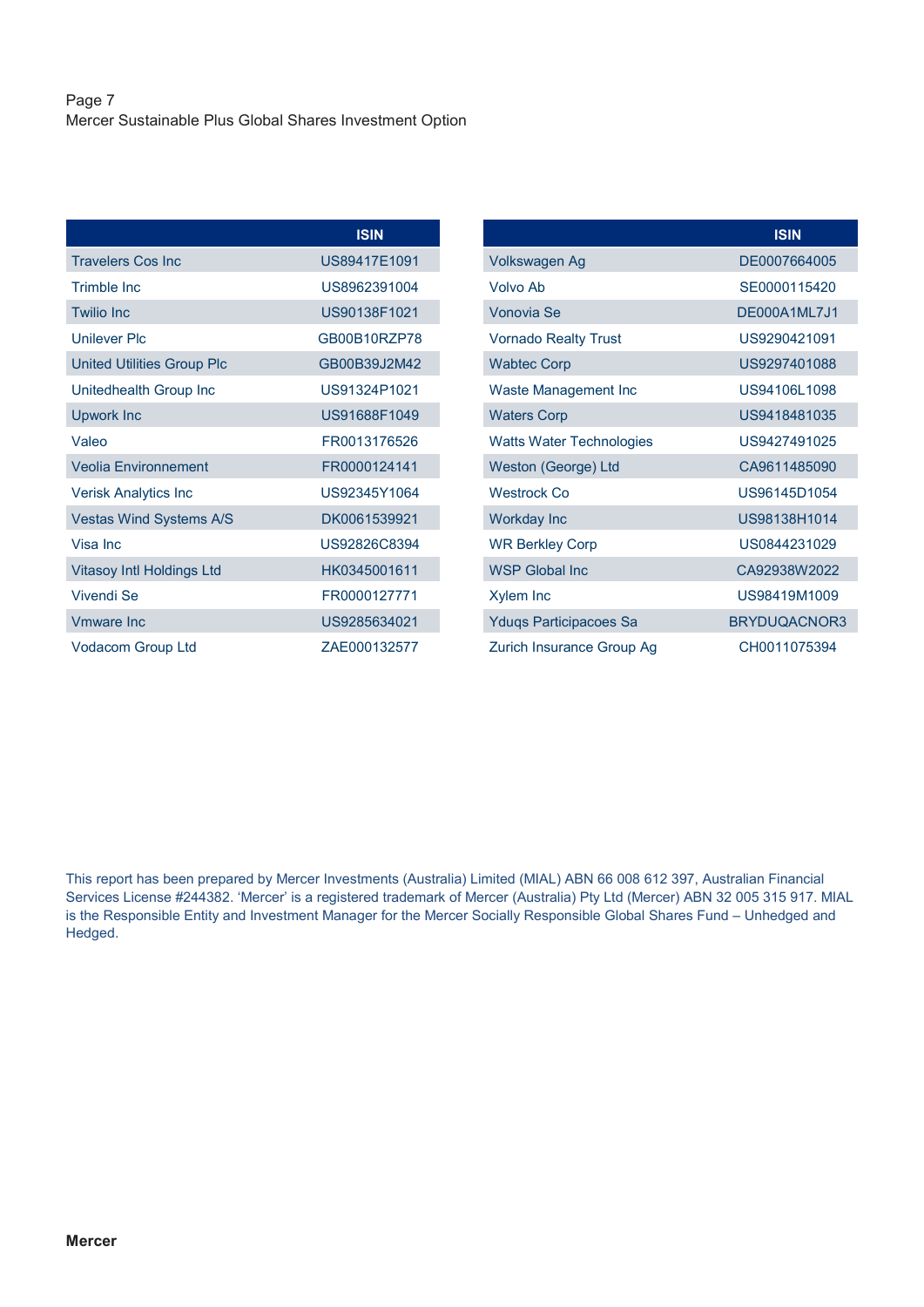| | ISIN |
|---|---|
| Travelers Cos Inc | US89417E1091 |
| Trimble Inc | US8962391004 |
| Twilio Inc | US90138F1021 |
| Unilever Plc | GB00B10RZP78 |
| United Utilities Group Plc | GB00B39J2M42 |
| Unitedhealth Group Inc | US91324P1021 |
| Upwork Inc | US91688F1049 |
| Valeo | FR0013176526 |
| Veolia Environnement | FR0000124141 |
| Verisk Analytics Inc | US92345Y1064 |
| Vestas Wind Systems A/S | DK0061539921 |
| Visa Inc | US92826C8394 |
| Vitasoy Intl Holdings Ltd | HK0345001611 |
| Vivendi Se | FR0000127771 |
| Vmware Inc | US9285634021 |
| Vodacom Group Ltd | ZAE000132577 |

| | ISIN |
|---|---|
| Volkswagen Ag | DE0007664005 |
| Volvo Ab | SE0000115420 |
| Vonovia Se | DE000A1ML7J1 |
| Vornado Realty Trust | US9290421091 |
| Wabtec Corp | US9297401088 |
| Waste Management Inc | US94106L1098 |
| Waters Corp | US9418481035 |
| Watts Water Technologies | US9427491025 |
| Weston (George) Ltd | CA9611485090 |
| Westrock Co | US96145D1054 |
| Workday Inc | US98138H1014 |
| WR Berkley Corp | US0844231029 |
| WSP Global Inc | CA92938W2022 |
| Xylem Inc | US98419M1009 |
| Yduqs Participacoes Sa | BRYDUQACNOR3 |
| Zurich Insurance Group Ag | CH0011075394 |

This report has been prepared by Mercer Investments (Australia) Limited (MIAL) ABN 66 008 612 397, Australian Financial Services License #244382. 'Mercer' is a registered trademark of Mercer (Australia) Pty Ltd (Mercer) ABN 32 005 315 917. MIAL is the Responsible Entity and Investment Manager for the Mercer Socially Responsible Global Shares Fund – Unhedged and Hedged.